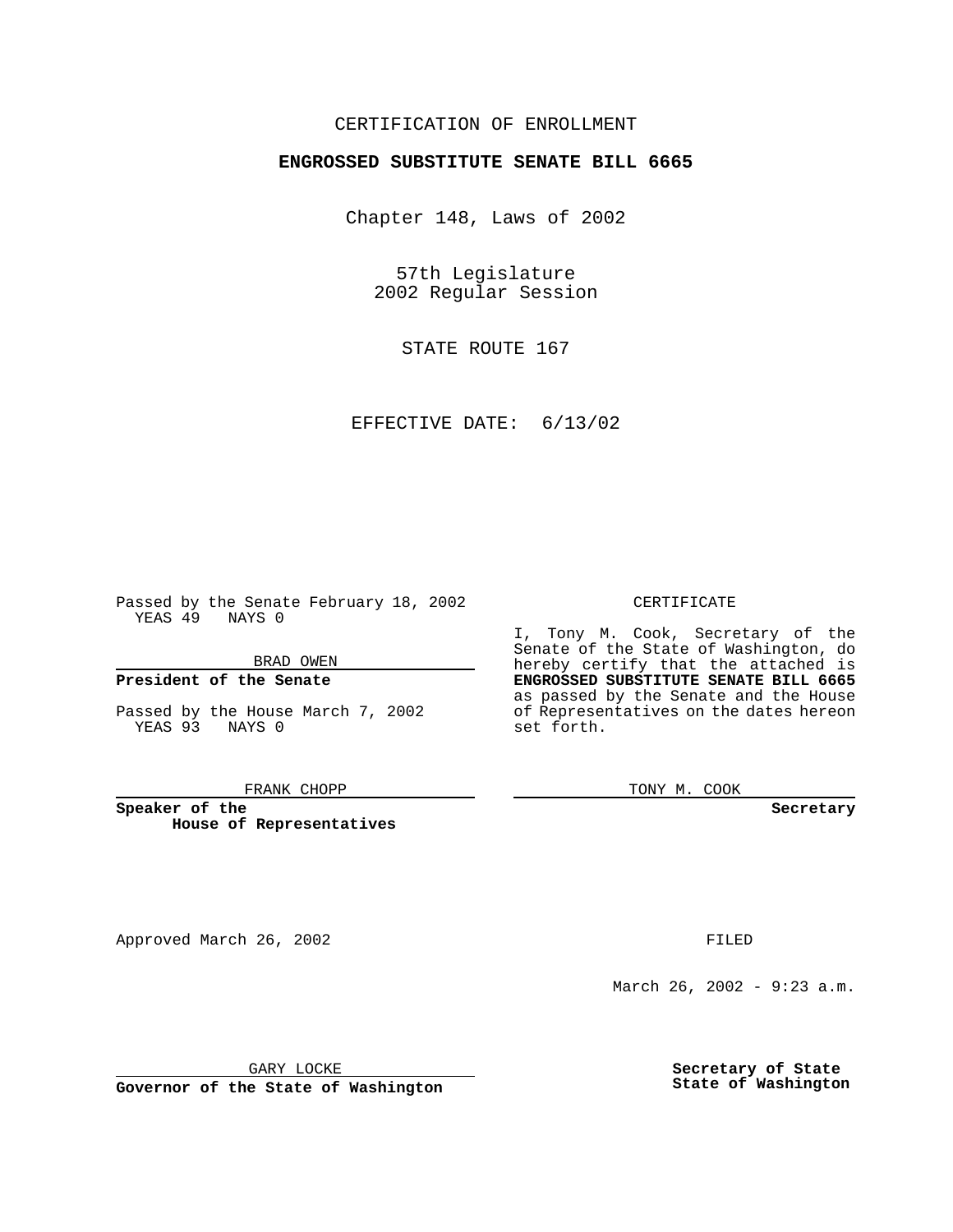CERTIFICATION OF ENROLLMENT

**ENGROSSED SUBSTITUTE SENATE BILL 6665**

Chapter 148, Laws of 2002

57th Legislature
2002 Regular Session

STATE ROUTE 167

EFFECTIVE DATE: 6/13/02

Passed by the Senate February 18, 2002
YEAS 49 NAYS 0

BRAD OWEN

**President of the Senate**

Passed by the House March 7, 2002
YEAS 93 NAYS 0

FRANK CHOPP

**Speaker of the House of Representatives**

CERTIFICATE

I, Tony M. Cook, Secretary of the Senate of the State of Washington, do hereby certify that the attached is **ENGROSSED SUBSTITUTE SENATE BILL 6665** as passed by the Senate and the House of Representatives on the dates hereon set forth.

TONY M. COOK

**Secretary**

Approved March 26, 2002

FILED

March 26, 2002 - 9:23 a.m.

GARY LOCKE

**Governor of the State of Washington**

**Secretary of State**
**State of Washington**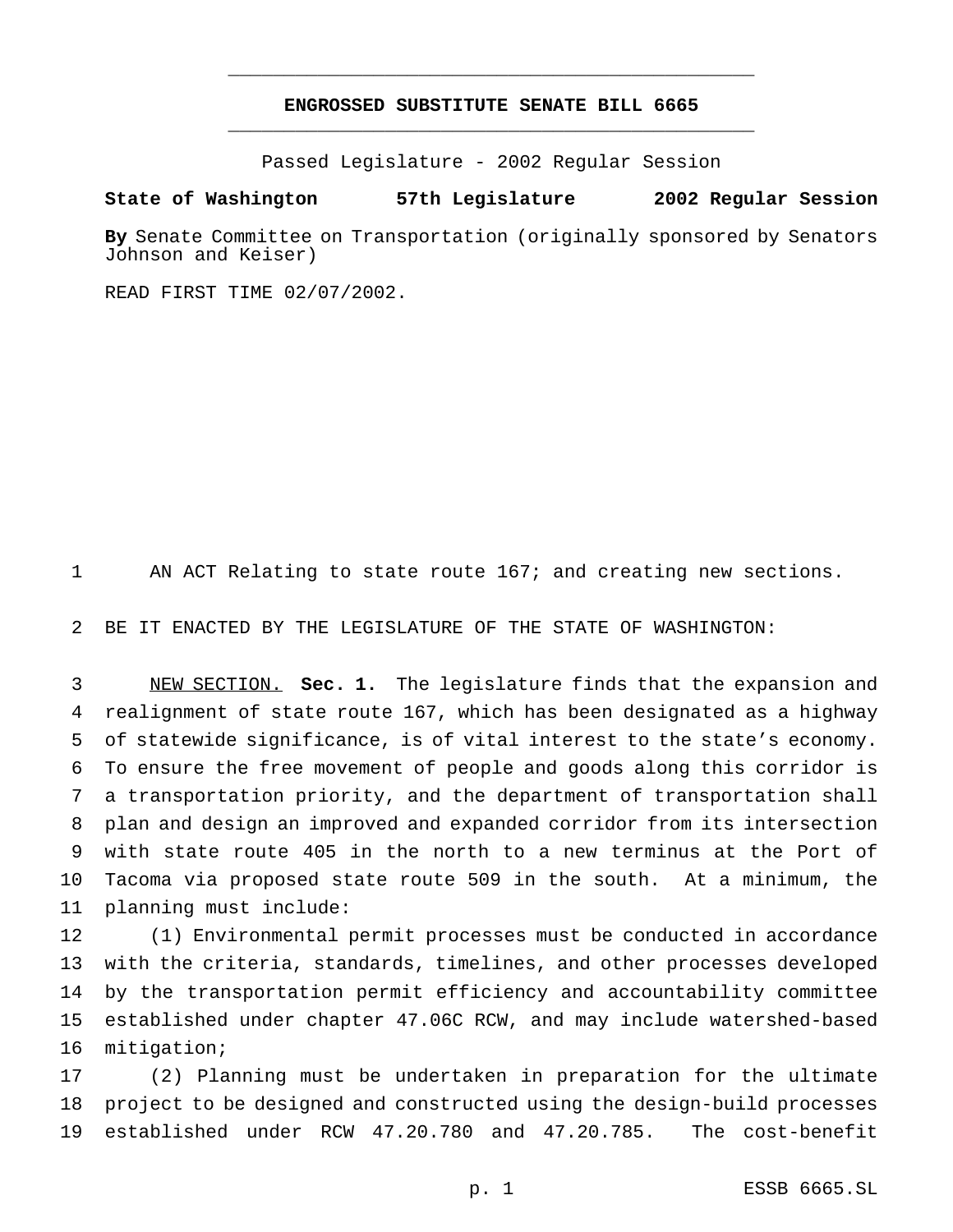# ENGROSSED SUBSTITUTE SENATE BILL 6665

Passed Legislature - 2002 Regular Session

**State of Washington 57th Legislature 2002 Regular Session**

**By** Senate Committee on Transportation (originally sponsored by Senators Johnson and Keiser)

READ FIRST TIME 02/07/2002.

AN ACT Relating to state route 167; and creating new sections.

BE IT ENACTED BY THE LEGISLATURE OF THE STATE OF WASHINGTON:

NEW SECTION. **Sec. 1.** The legislature finds that the expansion and realignment of state route 167, which has been designated as a highway of statewide significance, is of vital interest to the state's economy. To ensure the free movement of people and goods along this corridor is a transportation priority, and the department of transportation shall plan and design an improved and expanded corridor from its intersection with state route 405 in the north to a new terminus at the Port of Tacoma via proposed state route 509 in the south. At a minimum, the planning must include:

(1) Environmental permit processes must be conducted in accordance with the criteria, standards, timelines, and other processes developed by the transportation permit efficiency and accountability committee established under chapter 47.06C RCW, and may include watershed-based mitigation;

(2) Planning must be undertaken in preparation for the ultimate project to be designed and constructed using the design-build processes established under RCW 47.20.780 and 47.20.785. The cost-benefit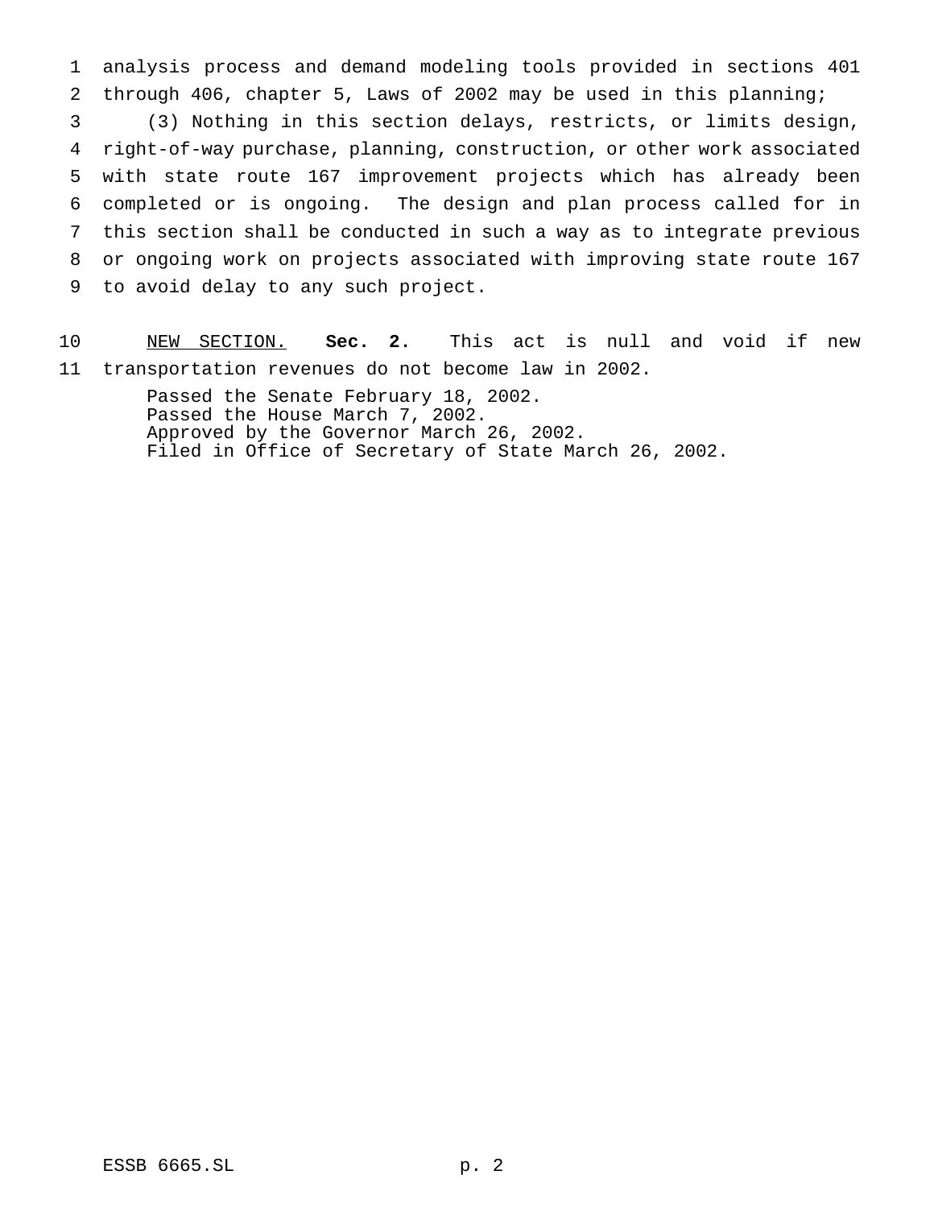analysis process and demand modeling tools provided in sections 401 through 406, chapter 5, Laws of 2002 may be used in this planning;

(3) Nothing in this section delays, restricts, or limits design, right-of-way purchase, planning, construction, or other work associated with state route 167 improvement projects which has already been completed or is ongoing. The design and plan process called for in this section shall be conducted in such a way as to integrate previous or ongoing work on projects associated with improving state route 167 to avoid delay to any such project.

NEW SECTION. **Sec. 2.** This act is null and void if new transportation revenues do not become law in 2002.

Passed the Senate February 18, 2002.
Passed the House March 7, 2002.
Approved by the Governor March 26, 2002.
Filed in Office of Secretary of State March 26, 2002.